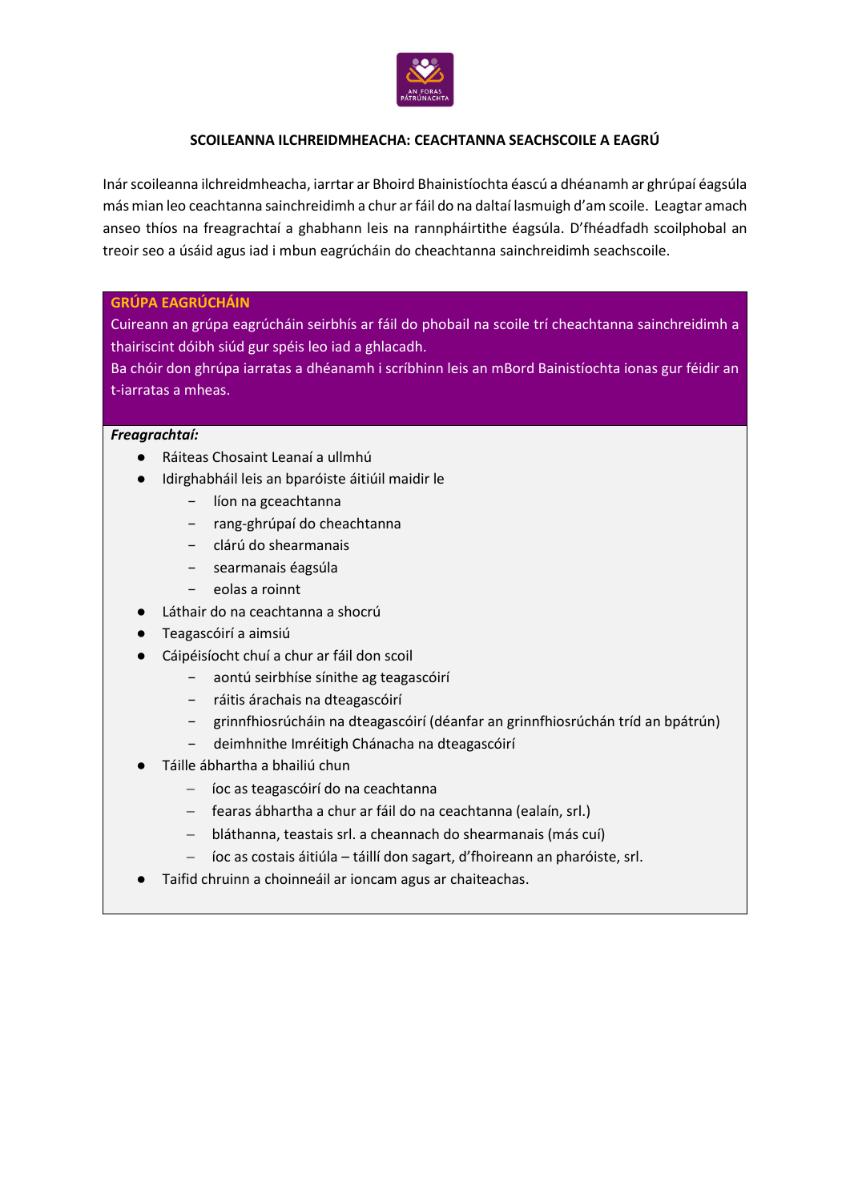# SCOILEANNA ILCHREIDMHEACHA: CEACHTANNA SEACHSCOILE A EAGRÚ

Inár scoileanna ilchreidmheacha, iarrtar ar Bhoird Bhainistíochta éascú a dhéanamh ar ghrúpaí éagsúla más mian leo ceachtanna sainchreidimh a chur ar fáil do na daltaí lasmuigh d'am scoile. Leagtar amach anseo thíos na freagrachtaí a ghabhann leis na rannpháirtithe éagsúla. D'fhéadfadh scoilphobal an treoir seo a úsáid agus iad i mbun eagrúcháin do cheachtanna sainchreidimh seachscoile.

## GRÚPA EAGRÚCHÁIN

Cuireann an grúpa eagrúcháin seirbhís ar fáil do phobail na scoile trí cheachtanna sainchreidimh a thairiscint dóibh siúd gur spéis leo iad a ghlacadh.
Ba chóir don ghrúpa iarratas a dhéanamh i scríbhinn leis an mBord Bainistíochta ionas gur féidir an t-iarratas a mheas.

***Freagrachtaí:***

- Ráiteas Chosaint Leanaí a ullmhú
- Idirghabháil leis an bparóiste áitiúil maidir le
  - líon na gceachtanna
  - rang-ghrúpaí do cheachtanna
  - clárú do shearmanais
  - searmanais éagsúla
  - eolas a roinnt
- Láthair do na ceachtanna a shocrú
- Teagascóirí a aimsiú
- Cáipéisíocht chuí a chur ar fáil don scoil
  - aontú seirbhíse sínithe ag teagascóirí
  - ráitis árachais na dteagascóirí
  - grinnfhiosrúcháin na dteagascóirí (déanfar an grinnfhiosrúchán tríd an bpátrún)
  - deimhnithe Imréitigh Chánacha na dteagascóirí
- Táille ábhartha a bhailiú chun
  - íoc as teagascóirí do na ceachtanna
  - fearas ábhartha a chur ar fáil do na ceachtanna (ealaín, srl.)
  - bláthanna, teastais srl. a cheannach do shearmanais (más cuí)
  - íoc as costais áitiúla – táillí don sagart, d'fhoireann an pharóiste, srl.
- Taifid chruinn a choinneáil ar ioncam agus ar chaiteachas.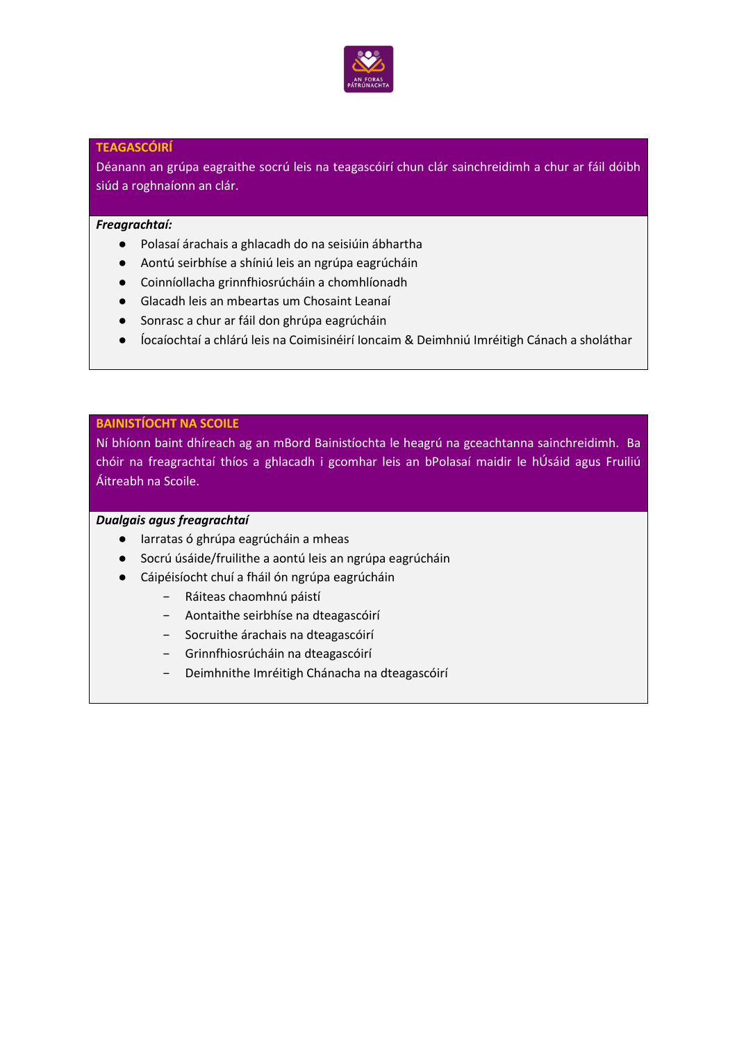## TEAGASCÓIRÍ

Déanann an grúpa eagraithe socrú leis na teagascóirí chun clár sainchreidimh a chur ar fáil dóibh siúd a roghnaíonn an clár.

***Freagrachtaí:***

- Polasaí árachais a ghlacadh do na seisiúin ábhartha
- Aontú seirbhíse a shíniú leis an ngrúpa eagrúcháin
- Coinníollacha grinnfhiosrúcháin a chomhlíonadh
- Glacadh leis an mbeartas um Chosaint Leanaí
- Sonrasc a chur ar fáil don ghrúpa eagrúcháin
- Íocaíochtaí a chlárú leis na Coimisinéirí Ioncaim & Deimhniú Imréitigh Cánach a sholáthar

## BAINISTÍOCHT NA SCOILE

Ní bhíonn baint dhíreach ag an mBord Bainistíochta le heagrú na gceachtanna sainchreidimh. Ba chóir na freagrachtaí thíos a ghlacadh i gcomhar leis an bPolasaí maidir le hÚsáid agus Fruiliú Áitreabh na Scoile.

***Dualgais agus freagrachtaí***

- Iarratas ó ghrúpa eagrúcháin a mheas
- Socrú úsáide/fruilithe a aontú leis an ngrúpa eagrúcháin
- Cáipéisíocht chuí a fháil ón ngrúpa eagrúcháin
  - Ráiteas chaomhnú páistí
  - Aontaithe seirbhíse na dteagascóirí
  - Socruithe árachais na dteagascóirí
  - Grinnfhiosrúcháin na dteagascóirí
  - Deimhnithe Imréitigh Chánacha na dteagascóirí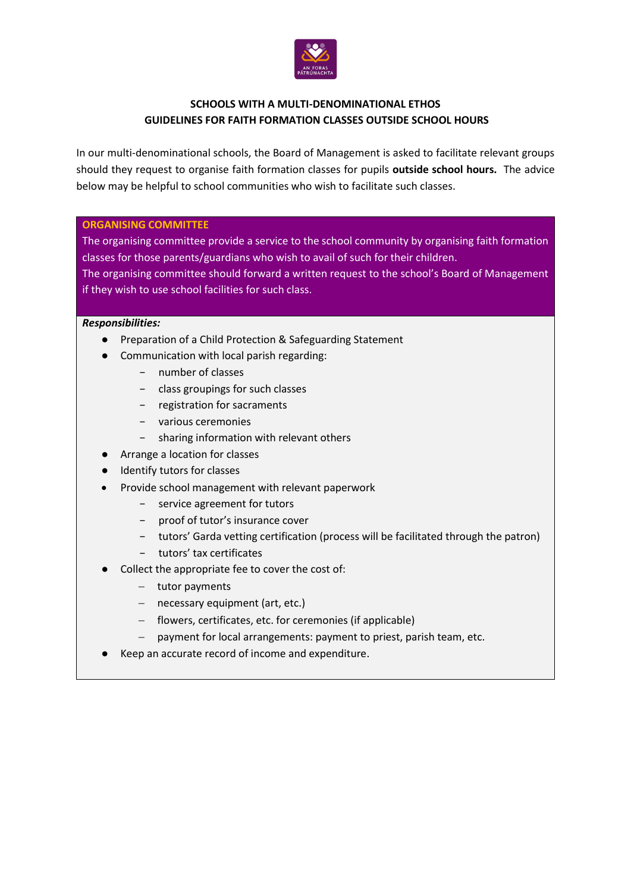**SCHOOLS WITH A MULTI-DENOMINATIONAL ETHOS**
**GUIDELINES FOR FAITH FORMATION CLASSES OUTSIDE SCHOOL HOURS**

In our multi-denominational schools, the Board of Management is asked to facilitate relevant groups should they request to organise faith formation classes for pupils **outside school hours.** The advice below may be helpful to school communities who wish to facilitate such classes.

## ORGANISING COMMITTEE

The organising committee provide a service to the school community by organising faith formation classes for those parents/guardians who wish to avail of such for their children.
The organising committee should forward a written request to the school's Board of Management if they wish to use school facilities for such class.

***Responsibilities:***

- Preparation of a Child Protection & Safeguarding Statement
- Communication with local parish regarding:
  - number of classes
  - class groupings for such classes
  - registration for sacraments
  - various ceremonies
  - sharing information with relevant others
- Arrange a location for classes
- Identify tutors for classes
- Provide school management with relevant paperwork
  - service agreement for tutors
  - proof of tutor's insurance cover
  - tutors' Garda vetting certification (process will be facilitated through the patron)
  - tutors' tax certificates
- Collect the appropriate fee to cover the cost of:
  - tutor payments
  - necessary equipment (art, etc.)
  - flowers, certificates, etc. for ceremonies (if applicable)
  - payment for local arrangements: payment to priest, parish team, etc.
- Keep an accurate record of income and expenditure.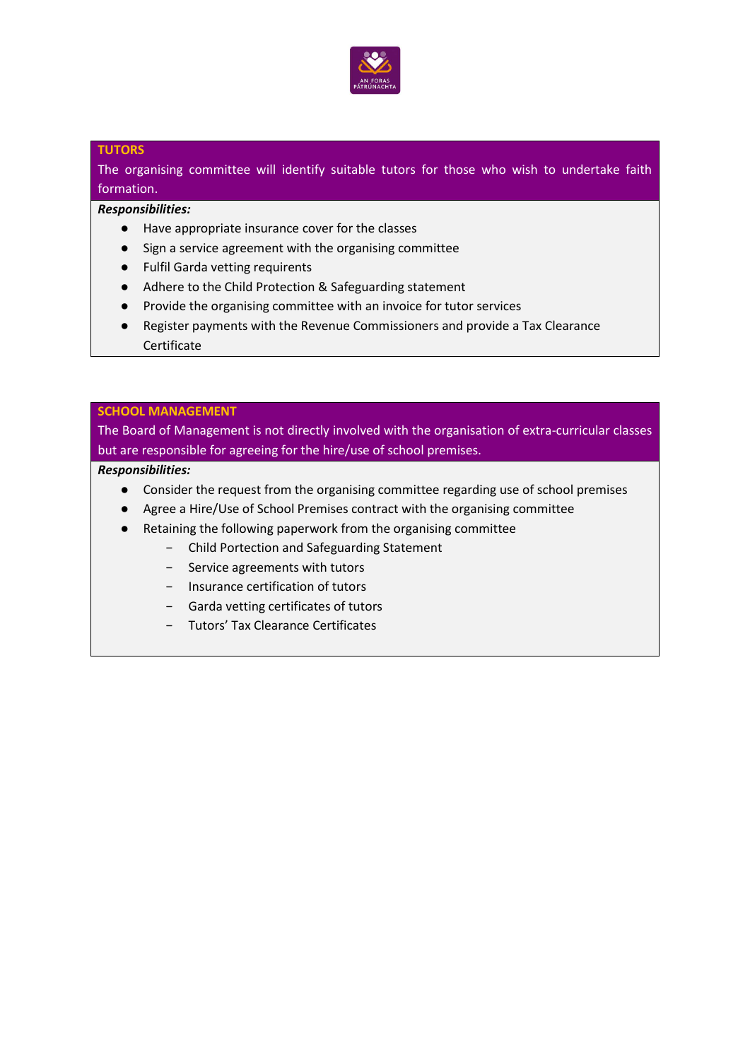## TUTORS

The organising committee will identify suitable tutors for those who wish to undertake faith formation.

***Responsibilities:***

- Have appropriate insurance cover for the classes
- Sign a service agreement with the organising committee
- Fulfil Garda vetting requirents
- Adhere to the Child Protection & Safeguarding statement
- Provide the organising committee with an invoice for tutor services
- Register payments with the Revenue Commissioners and provide a Tax Clearance Certificate

## SCHOOL MANAGEMENT

The Board of Management is not directly involved with the organisation of extra-curricular classes but are responsible for agreeing for the hire/use of school premises.

***Responsibilities:***

- Consider the request from the organising committee regarding use of school premises
- Agree a Hire/Use of School Premises contract with the organising committee
- Retaining the following paperwork from the organising committee
  - Child Portection and Safeguarding Statement
  - Service agreements with tutors
  - Insurance certification of tutors
  - Garda vetting certificates of tutors
  - Tutors' Tax Clearance Certificates